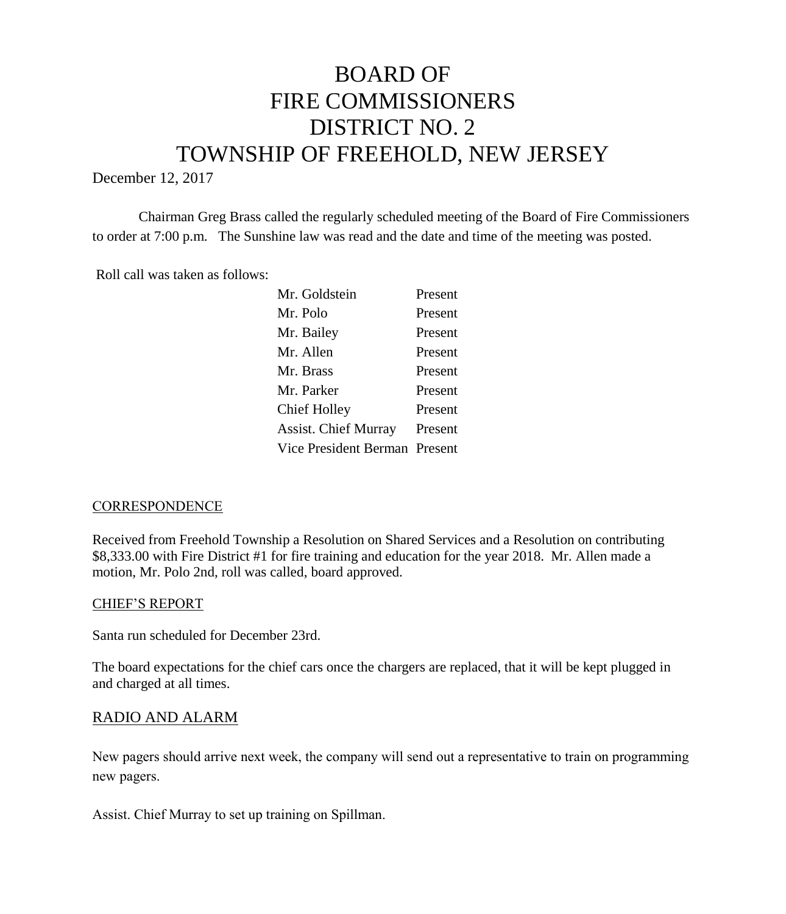# BOARD OF
# FIRE COMMISSIONERS
# DISTRICT NO. 2
# TOWNSHIP OF FREEHOLD, NEW JERSEY

December 12, 2017

Chairman Greg Brass called the regularly scheduled meeting of the Board of Fire Commissioners to order at 7:00 p.m. The Sunshine law was read and the date and time of the meeting was posted.

Roll call was taken as follows:

| | |
|---|---|
| Mr. Goldstein | Present |
| Mr. Polo | Present |
| Mr. Bailey | Present |
| Mr. Allen | Present |
| Mr. Brass | Present |
| Mr. Parker | Present |
| Chief Holley | Present |
| Assist. Chief Murray | Present |
| Vice President Berman | Present |

## CORRESPONDENCE

Received from Freehold Township a Resolution on Shared Services and a Resolution on contributing $8,333.00 with Fire District #1 for fire training and education for the year 2018. Mr. Allen made a motion, Mr. Polo 2nd, roll was called, board approved.

## CHIEF'S REPORT

Santa run scheduled for December 23rd.

The board expectations for the chief cars once the chargers are replaced, that it will be kept plugged in and charged at all times.

## RADIO AND ALARM

New pagers should arrive next week, the company will send out a representative to train on programming new pagers.

Assist. Chief Murray to set up training on Spillman.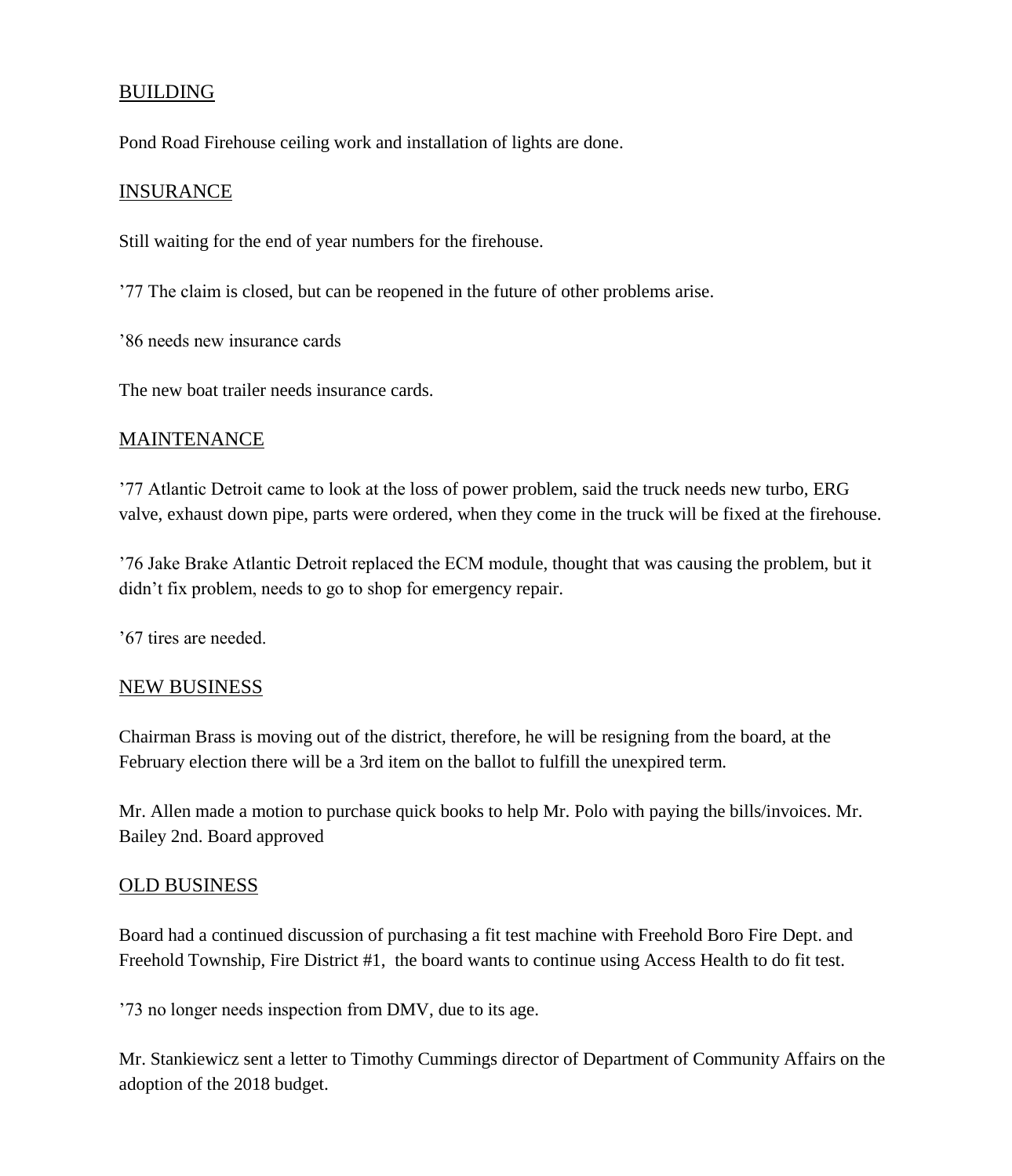## BUILDING

Pond Road Firehouse ceiling work and installation of lights are done.

## INSURANCE

Still waiting for the end of year numbers for the firehouse.

’77 The claim is closed, but can be reopened in the future of other problems arise.

’86 needs new insurance cards

The new boat trailer needs insurance cards.

## MAINTENANCE

’77 Atlantic Detroit came to look at the loss of power problem, said the truck needs new turbo, ERG valve, exhaust down pipe, parts were ordered, when they come in the truck will be fixed at the firehouse.

’76 Jake Brake Atlantic Detroit replaced the ECM module, thought that was causing the problem, but it didn’t fix problem, needs to go to shop for emergency repair.

’67 tires are needed.

## NEW BUSINESS

Chairman Brass is moving out of the district, therefore, he will be resigning from the board, at the February election there will be a 3rd item on the ballot to fulfill the unexpired term.

Mr. Allen made a motion to purchase quick books to help Mr. Polo with paying the bills/invoices. Mr. Bailey 2nd. Board approved

## OLD BUSINESS

Board had a continued discussion of purchasing a fit test machine with Freehold Boro Fire Dept. and Freehold Township, Fire District #1, the board wants to continue using Access Health to do fit test.

’73 no longer needs inspection from DMV, due to its age.

Mr. Stankiewicz sent a letter to Timothy Cummings director of Department of Community Affairs on the adoption of the 2018 budget.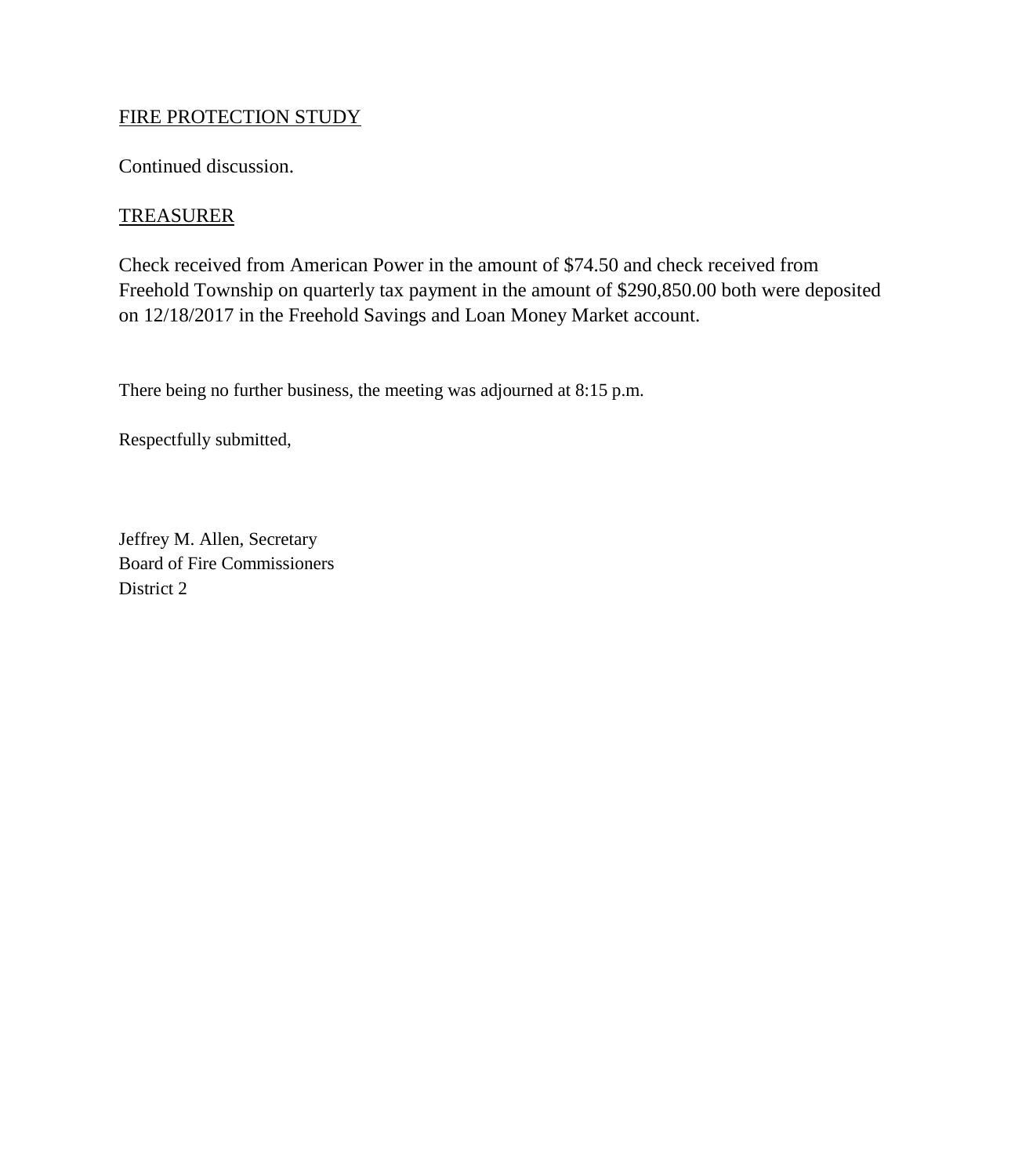<u>FIRE PROTECTION STUDY</u>

Continued discussion.

<u>TREASURER</u>

Check received from American Power in the amount of $74.50 and check received from Freehold Township on quarterly tax payment in the amount of $290,850.00 both were deposited on 12/18/2017 in the Freehold Savings and Loan Money Market account.

There being no further business, the meeting was adjourned at 8:15 p.m.

Respectfully submitted,

Jeffrey M. Allen, Secretary
Board of Fire Commissioners
District 2